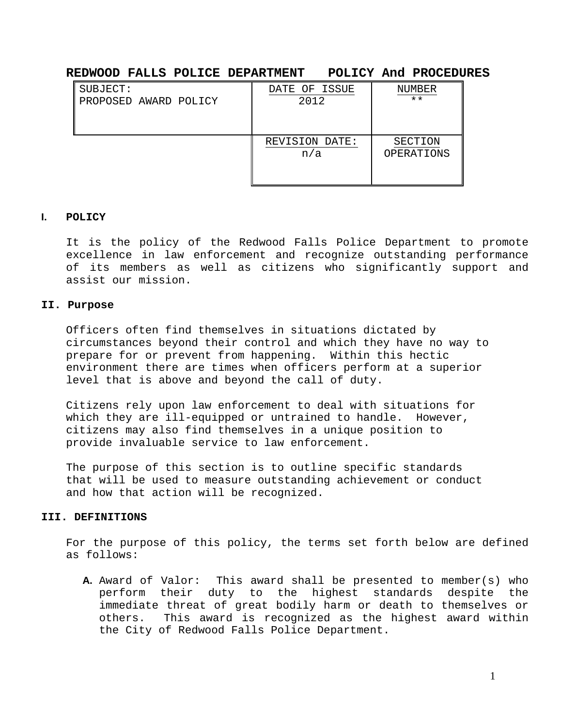# REDWOOD FALLS POLICE DEPARTMENT POLICY And PROCEDURES

| SUBJECT: PROPOSED AWARD POLICY | DATE OF ISSUE 2012 | NUMBER ** |
|---|---|---|
| | REVISION DATE: n/a | SECTION OPERATIONS |

## I. POLICY

It is the policy of the Redwood Falls Police Department to promote excellence in law enforcement and recognize outstanding performance of its members as well as citizens who significantly support and assist our mission.

## II. Purpose

Officers often find themselves in situations dictated by circumstances beyond their control and which they have no way to prepare for or prevent from happening. Within this hectic environment there are times when officers perform at a superior level that is above and beyond the call of duty.

Citizens rely upon law enforcement to deal with situations for which they are ill-equipped or untrained to handle. However, citizens may also find themselves in a unique position to provide invaluable service to law enforcement.

The purpose of this section is to outline specific standards that will be used to measure outstanding achievement or conduct and how that action will be recognized.

## III. DEFINITIONS

For the purpose of this policy, the terms set forth below are defined as follows:

A. Award of Valor: This award shall be presented to member(s) who perform their duty to the highest standards despite the immediate threat of great bodily harm or death to themselves or others. This award is recognized as the highest award within the City of Redwood Falls Police Department.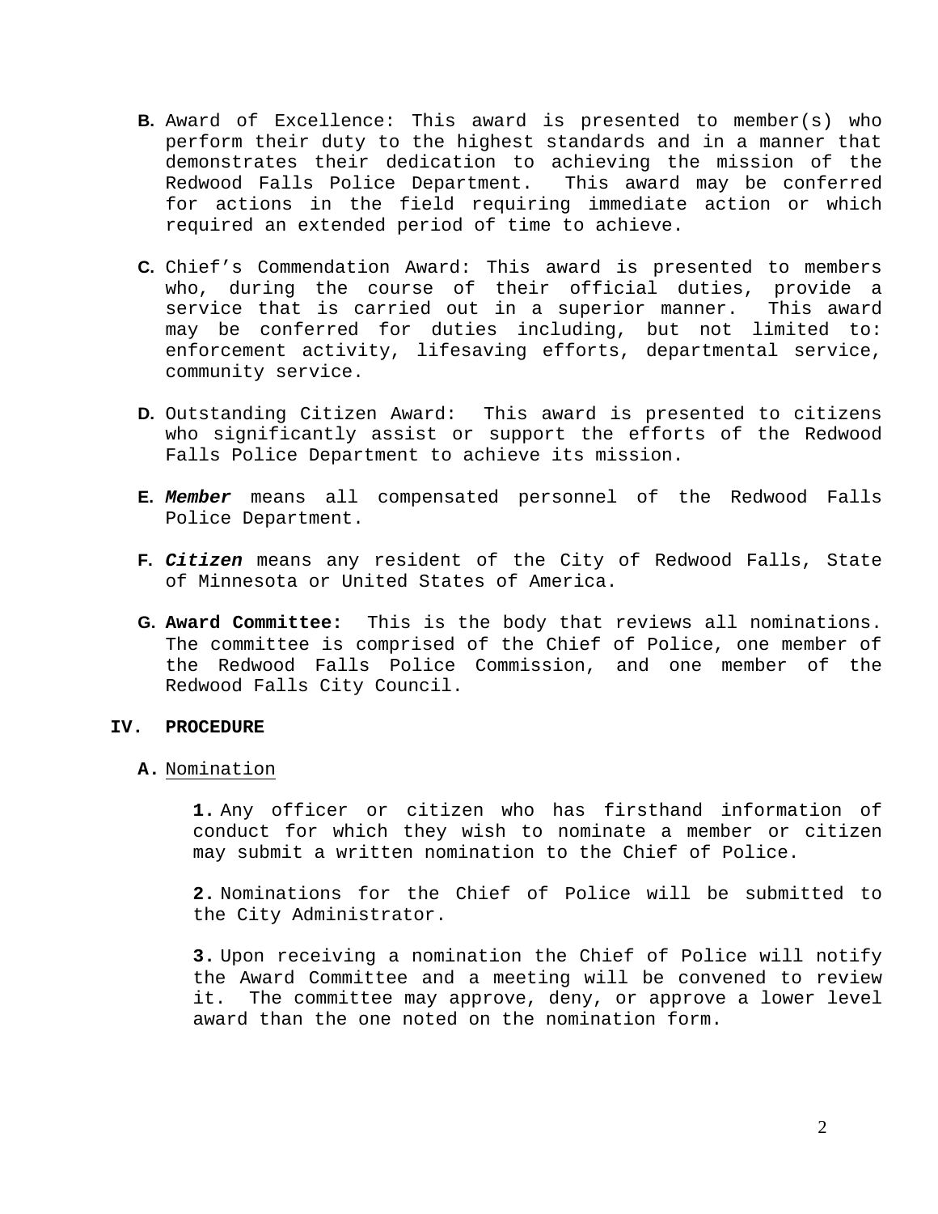**B.** Award of Excellence: This award is presented to member(s) who perform their duty to the highest standards and in a manner that demonstrates their dedication to achieving the mission of the Redwood Falls Police Department. This award may be conferred for actions in the field requiring immediate action or which required an extended period of time to achieve.

**C.** Chief's Commendation Award: This award is presented to members who, during the course of their official duties, provide a service that is carried out in a superior manner. This award may be conferred for duties including, but not limited to: enforcement activity, lifesaving efforts, departmental service, community service.

**D.** Outstanding Citizen Award: This award is presented to citizens who significantly assist or support the efforts of the Redwood Falls Police Department to achieve its mission.

**E.** ***Member*** means all compensated personnel of the Redwood Falls Police Department.

**F.** ***Citizen*** means any resident of the City of Redwood Falls, State of Minnesota or United States of America.

**G.** **Award Committee:** This is the body that reviews all nominations. The committee is comprised of the Chief of Police, one member of the Redwood Falls Police Commission, and one member of the Redwood Falls City Council.

## IV. PROCEDURE

**A.** Nomination

**1.** Any officer or citizen who has firsthand information of conduct for which they wish to nominate a member or citizen may submit a written nomination to the Chief of Police.

**2.** Nominations for the Chief of Police will be submitted to the City Administrator.

**3.** Upon receiving a nomination the Chief of Police will notify the Award Committee and a meeting will be convened to review it. The committee may approve, deny, or approve a lower level award than the one noted on the nomination form.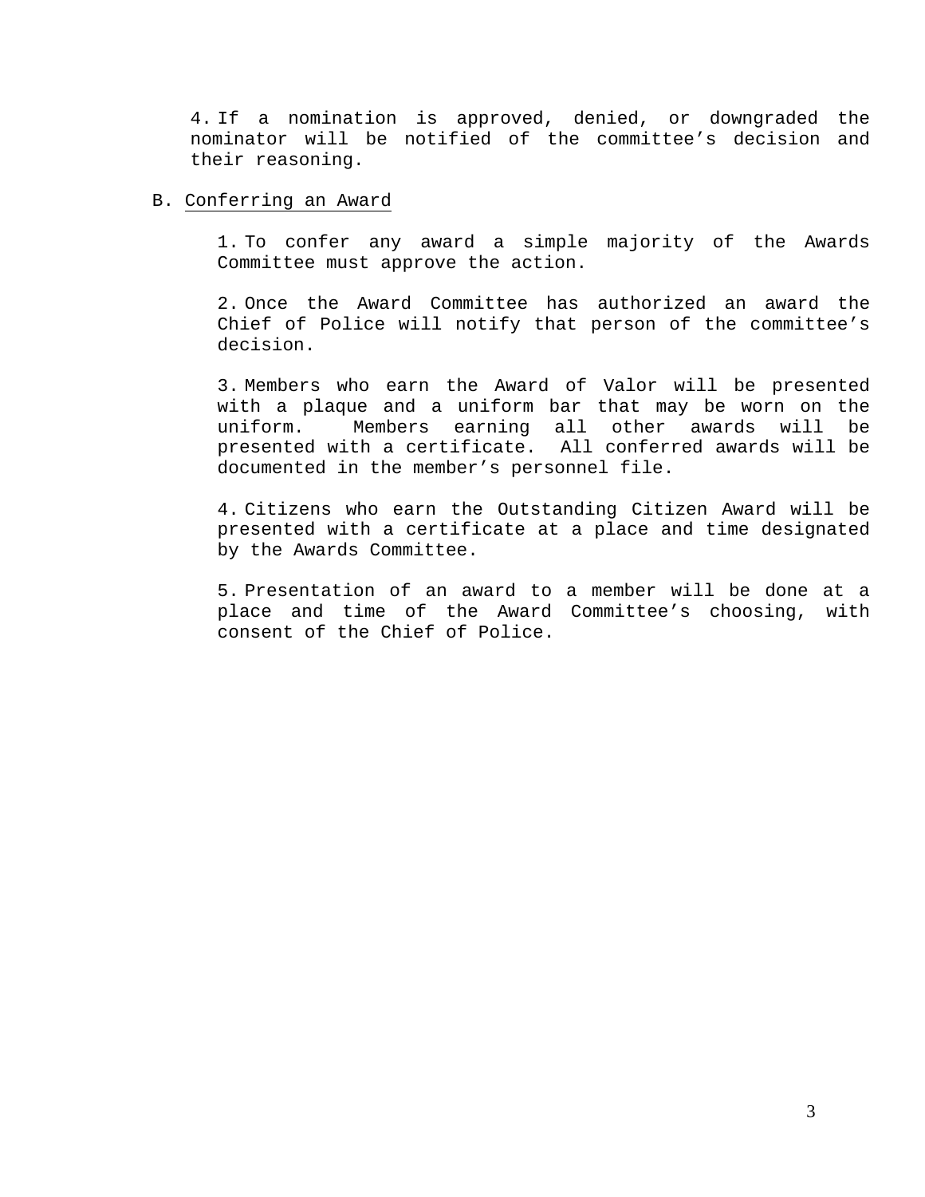4. If a nomination is approved, denied, or downgraded the nominator will be notified of the committee's decision and their reasoning.

B. <u>Conferring an Award</u>

1. To confer any award a simple majority of the Awards Committee must approve the action.

2. Once the Award Committee has authorized an award the Chief of Police will notify that person of the committee's decision.

3. Members who earn the Award of Valor will be presented with a plaque and a uniform bar that may be worn on the uniform. Members earning all other awards will be presented with a certificate. All conferred awards will be documented in the member's personnel file.

4. Citizens who earn the Outstanding Citizen Award will be presented with a certificate at a place and time designated by the Awards Committee.

5. Presentation of an award to a member will be done at a place and time of the Award Committee's choosing, with consent of the Chief of Police.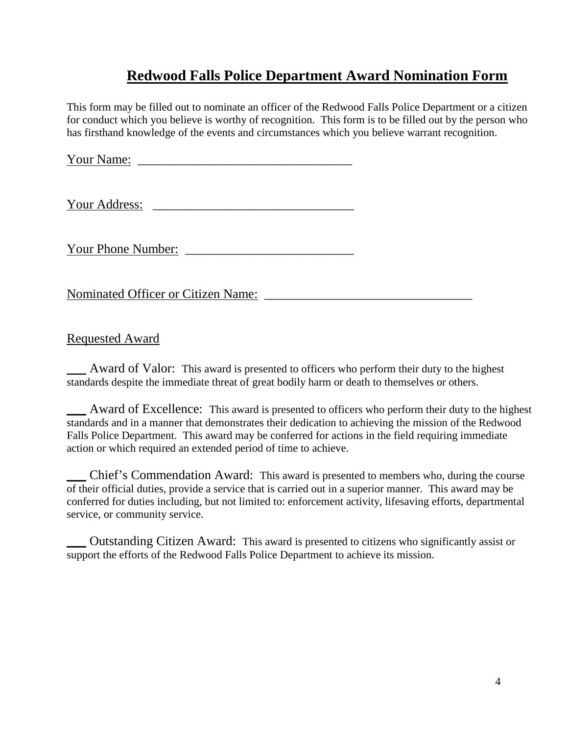# Redwood Falls Police Department Award Nomination Form

This form may be filled out to nominate an officer of the Redwood Falls Police Department or a citizen for conduct which you believe is worthy of recognition. This form is to be filled out by the person who has firsthand knowledge of the events and circumstances which you believe warrant recognition.

Your Name: ___________________________________

Your Address: _________________________________

Your Phone Number: ___________________________

Nominated Officer or Citizen Name: ________________________________

Requested Award

___ Award of Valor: This award is presented to officers who perform their duty to the highest standards despite the immediate threat of great bodily harm or death to themselves or others.

___ Award of Excellence: This award is presented to officers who perform their duty to the highest standards and in a manner that demonstrates their dedication to achieving the mission of the Redwood Falls Police Department. This award may be conferred for actions in the field requiring immediate action or which required an extended period of time to achieve.

___ Chief's Commendation Award: This award is presented to members who, during the course of their official duties, provide a service that is carried out in a superior manner. This award may be conferred for duties including, but not limited to: enforcement activity, lifesaving efforts, departmental service, or community service.

___ Outstanding Citizen Award: This award is presented to citizens who significantly assist or support the efforts of the Redwood Falls Police Department to achieve its mission.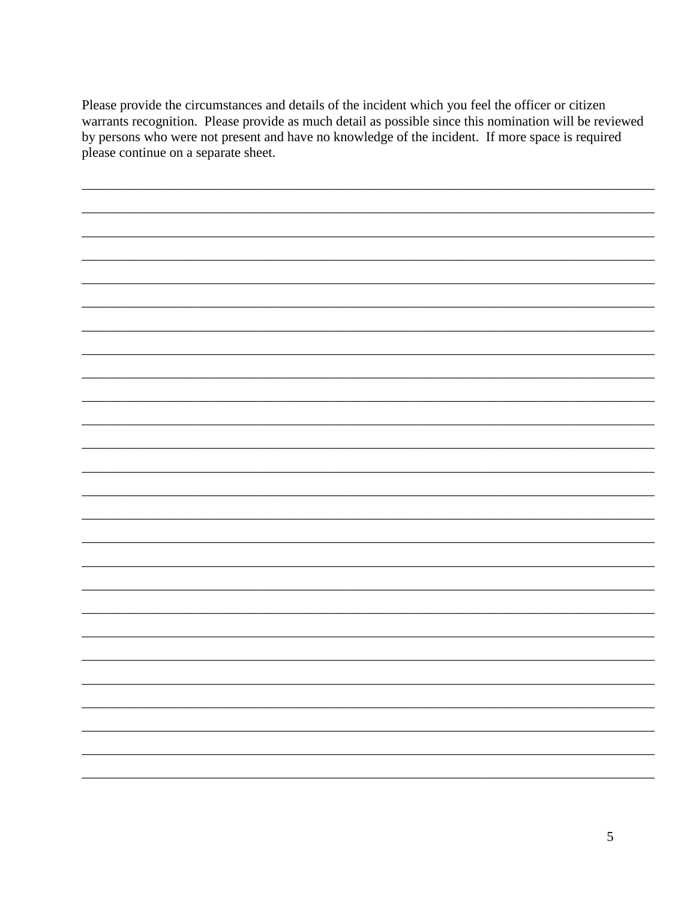Please provide the circumstances and details of the incident which you feel the officer or citizen warrants recognition. Please provide as much detail as possible since this nomination will be reviewed by persons who were not present and have no knowledge of the incident. If more space is required please continue on a separate sheet.

______________________________________________________________________________

______________________________________________________________________________

______________________________________________________________________________

______________________________________________________________________________

______________________________________________________________________________

______________________________________________________________________________

______________________________________________________________________________

______________________________________________________________________________

______________________________________________________________________________

______________________________________________________________________________

______________________________________________________________________________

______________________________________________________________________________

______________________________________________________________________________

______________________________________________________________________________

______________________________________________________________________________

______________________________________________________________________________

______________________________________________________________________________

______________________________________________________________________________

______________________________________________________________________________

______________________________________________________________________________

______________________________________________________________________________

______________________________________________________________________________

______________________________________________________________________________

______________________________________________________________________________

______________________________________________________________________________

______________________________________________________________________________